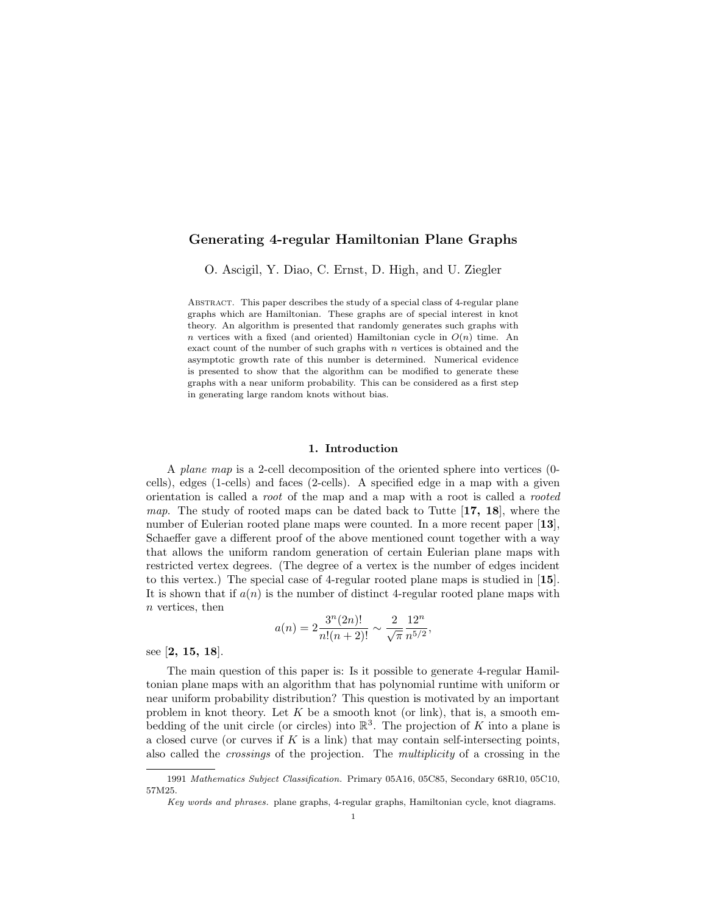# Generating 4-regular Hamiltonian Plane Graphs

O. Ascigil, Y. Diao, C. Ernst, D. High, and U. Ziegler

Abstract. This paper describes the study of a special class of 4-regular plane graphs which are Hamiltonian. These graphs are of special interest in knot theory. An algorithm is presented that randomly generates such graphs with $n$ vertices with a fixed (and oriented) Hamiltonian cycle in $O(n)$ time. An exact count of the number of such graphs with $n$ vertices is obtained and the asymptotic growth rate of this number is determined. Numerical evidence is presented to show that the algorithm can be modified to generate these graphs with a near uniform probability. This can be considered as a first step in generating large random knots without bias.

## 1. Introduction

A *plane map* is a 2-cell decomposition of the oriented sphere into vertices (0-cells), edges (1-cells) and faces (2-cells). A specified edge in a map with a given orientation is called a *root* of the map and a map with a root is called a *rooted map*. The study of rooted maps can be dated back to Tutte [**17, 18**], where the number of Eulerian rooted plane maps were counted. In a more recent paper [**13**], Schaeffer gave a different proof of the above mentioned count together with a way that allows the uniform random generation of certain Eulerian plane maps with restricted vertex degrees. (The degree of a vertex is the number of edges incident to this vertex.) The special case of 4-regular rooted plane maps is studied in [**15**]. It is shown that if $a(n)$ is the number of distinct 4-regular rooted plane maps with $n$ vertices, then

$$a(n) = 2\frac{3^n(2n)!}{n!(n+2)!} \sim \frac{2}{\sqrt{\pi}}\frac{12^n}{n^{5/2}},$$

see [**2, 15, 18**].

The main question of this paper is: Is it possible to generate 4-regular Hamiltonian plane maps with an algorithm that has polynomial runtime with uniform or near uniform probability distribution? This question is motivated by an important problem in knot theory. Let $K$ be a smooth knot (or link), that is, a smooth embedding of the unit circle (or circles) into $\mathbb{R}^3$. The projection of $K$ into a plane is a closed curve (or curves if $K$ is a link) that may contain self-intersecting points, also called the *crossings* of the projection. The *multiplicity* of a crossing in the

---

1991 *Mathematics Subject Classification.* Primary 05A16, 05C85, Secondary 68R10, 05C10, 57M25.

*Key words and phrases.* plane graphs, 4-regular graphs, Hamiltonian cycle, knot diagrams.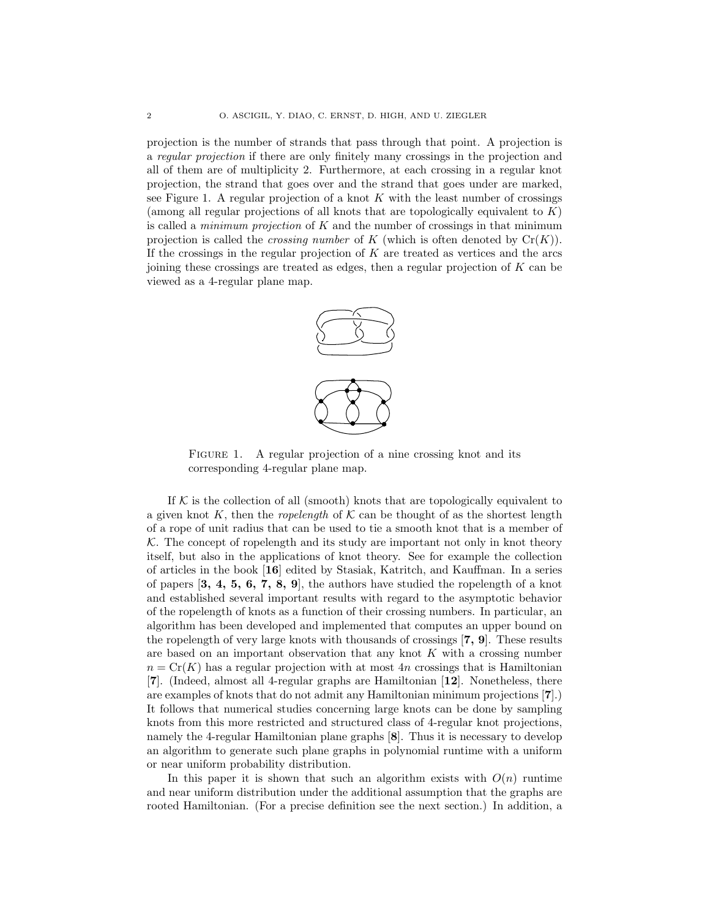projection is the number of strands that pass through that point. A projection is a *regular projection* if there are only finitely many crossings in the projection and all of them are of multiplicity 2. Furthermore, at each crossing in a regular knot projection, the strand that goes over and the strand that goes under are marked, see Figure 1. A regular projection of a knot $K$ with the least number of crossings (among all regular projections of all knots that are topologically equivalent to $K$) is called a *minimum projection* of $K$ and the number of crossings in that minimum projection is called the *crossing number* of $K$ (which is often denoted by $\mathrm{Cr}(K)$). If the crossings in the regular projection of $K$ are treated as vertices and the arcs joining these crossings are treated as edges, then a regular projection of $K$ can be viewed as a 4-regular plane map.

Figure 1. A regular projection of a nine crossing knot and its corresponding 4-regular plane map.

If $\mathcal{K}$ is the collection of all (smooth) knots that are topologically equivalent to a given knot $K$, then the *ropelength* of $\mathcal{K}$ can be thought of as the shortest length of a rope of unit radius that can be used to tie a smooth knot that is a member of $\mathcal{K}$. The concept of ropelength and its study are important not only in knot theory itself, but also in the applications of knot theory. See for example the collection of articles in the book [**16**] edited by Stasiak, Katritch, and Kauffman. In a series of papers [**3, 4, 5, 6, 7, 8, 9**], the authors have studied the ropelength of a knot and established several important results with regard to the asymptotic behavior of the ropelength of knots as a function of their crossing numbers. In particular, an algorithm has been developed and implemented that computes an upper bound on the ropelength of very large knots with thousands of crossings [**7, 9**]. These results are based on an important observation that any knot $K$ with a crossing number $n = \mathrm{Cr}(K)$ has a regular projection with at most $4n$ crossings that is Hamiltonian [**7**]. (Indeed, almost all 4-regular graphs are Hamiltonian [**12**]. Nonetheless, there are examples of knots that do not admit any Hamiltonian minimum projections [**7**].) It follows that numerical studies concerning large knots can be done by sampling knots from this more restricted and structured class of 4-regular knot projections, namely the 4-regular Hamiltonian plane graphs [**8**]. Thus it is necessary to develop an algorithm to generate such plane graphs in polynomial runtime with a uniform or near uniform probability distribution.

In this paper it is shown that such an algorithm exists with $O(n)$ runtime and near uniform distribution under the additional assumption that the graphs are rooted Hamiltonian. (For a precise definition see the next section.) In addition, a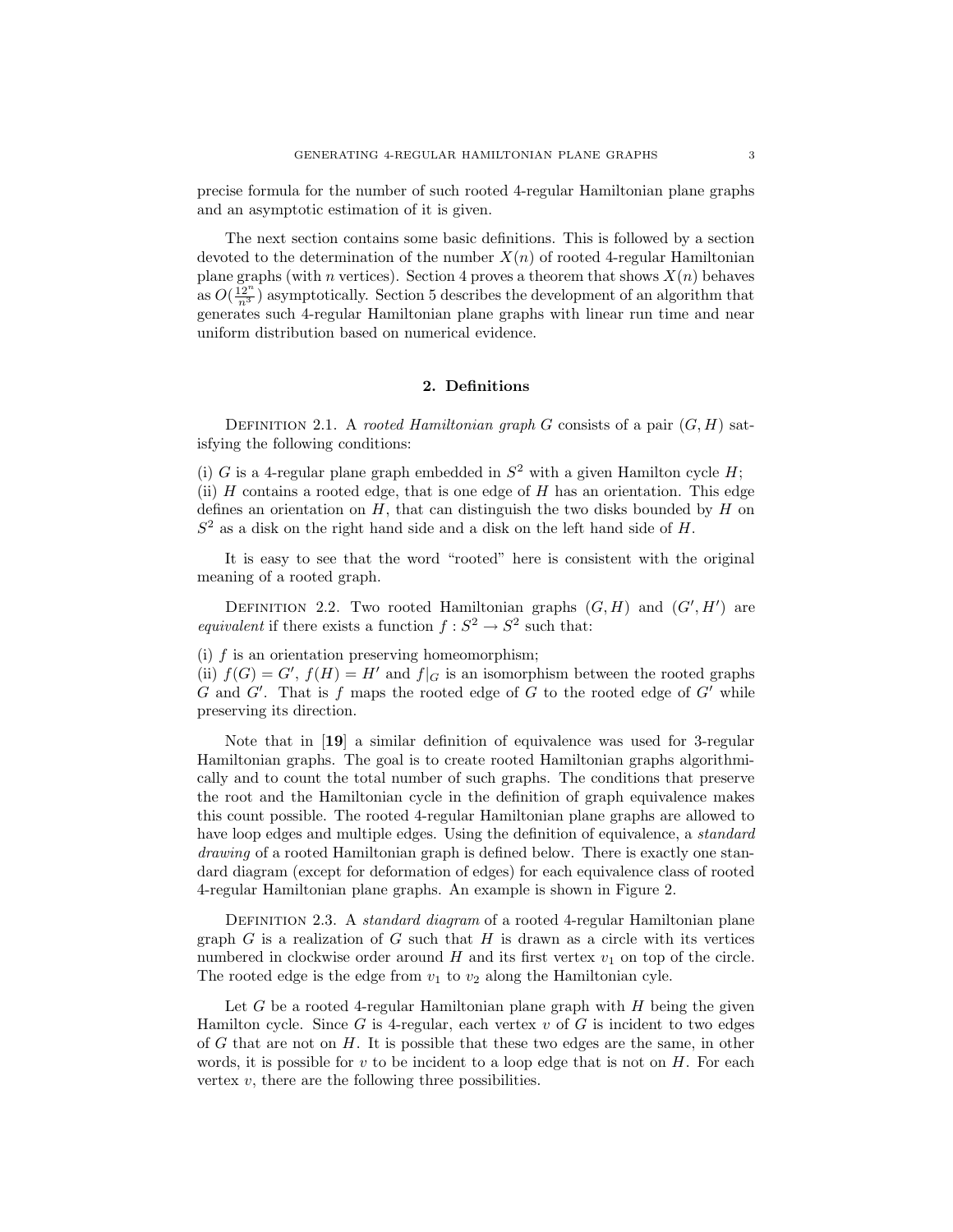precise formula for the number of such rooted 4-regular Hamiltonian plane graphs and an asymptotic estimation of it is given.

The next section contains some basic definitions. This is followed by a section devoted to the determination of the number $X(n)$ of rooted 4-regular Hamiltonian plane graphs (with $n$ vertices). Section 4 proves a theorem that shows $X(n)$ behaves as $O(\frac{12^n}{n^3})$ asymptotically. Section 5 describes the development of an algorithm that generates such 4-regular Hamiltonian plane graphs with linear run time and near uniform distribution based on numerical evidence.

## 2. Definitions

Definition 2.1. A *rooted Hamiltonian graph* $G$ consists of a pair $(G, H)$ satisfying the following conditions:

(i) $G$ is a 4-regular plane graph embedded in $S^2$ with a given Hamilton cycle $H$;
(ii) $H$ contains a rooted edge, that is one edge of $H$ has an orientation. This edge defines an orientation on $H$, that can distinguish the two disks bounded by $H$ on $S^2$ as a disk on the right hand side and a disk on the left hand side of $H$.

It is easy to see that the word "rooted" here is consistent with the original meaning of a rooted graph.

Definition 2.2. Two rooted Hamiltonian graphs $(G, H)$ and $(G', H')$ are *equivalent* if there exists a function $f : S^2 \to S^2$ such that:

(i) $f$ is an orientation preserving homeomorphism;
(ii) $f(G) = G'$, $f(H) = H'$ and $f|_G$ is an isomorphism between the rooted graphs $G$ and $G'$. That is $f$ maps the rooted edge of $G$ to the rooted edge of $G'$ while preserving its direction.

Note that in [**19**] a similar definition of equivalence was used for 3-regular Hamiltonian graphs. The goal is to create rooted Hamiltonian graphs algorithmically and to count the total number of such graphs. The conditions that preserve the root and the Hamiltonian cycle in the definition of graph equivalence makes this count possible. The rooted 4-regular Hamiltonian plane graphs are allowed to have loop edges and multiple edges. Using the definition of equivalence, a *standard drawing* of a rooted Hamiltonian graph is defined below. There is exactly one standard diagram (except for deformation of edges) for each equivalence class of rooted 4-regular Hamiltonian plane graphs. An example is shown in Figure 2.

Definition 2.3. A *standard diagram* of a rooted 4-regular Hamiltonian plane graph $G$ is a realization of $G$ such that $H$ is drawn as a circle with its vertices numbered in clockwise order around $H$ and its first vertex $v_1$ on top of the circle. The rooted edge is the edge from $v_1$ to $v_2$ along the Hamiltonian cyle.

Let $G$ be a rooted 4-regular Hamiltonian plane graph with $H$ being the given Hamilton cycle. Since $G$ is 4-regular, each vertex $v$ of $G$ is incident to two edges of $G$ that are not on $H$. It is possible that these two edges are the same, in other words, it is possible for $v$ to be incident to a loop edge that is not on $H$. For each vertex $v$, there are the following three possibilities.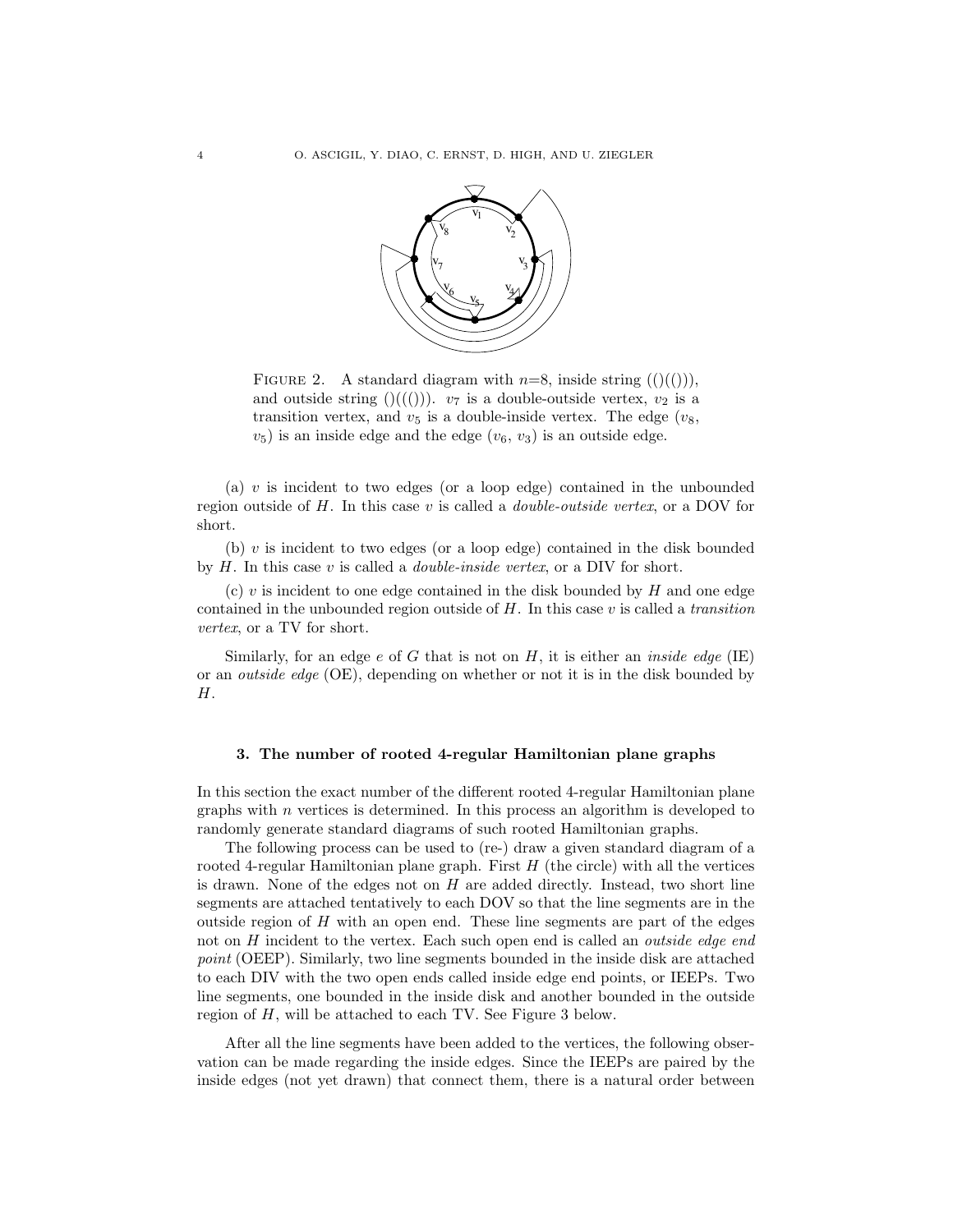FIGURE 2. A standard diagram with $n$=8, inside string (()(())), and outside string ()((())). $v_7$ is a double-outside vertex, $v_2$ is a transition vertex, and $v_5$ is a double-inside vertex. The edge ($v_8$, $v_5$) is an inside edge and the edge ($v_6$, $v_3$) is an outside edge.

(a) $v$ is incident to two edges (or a loop edge) contained in the unbounded region outside of $H$. In this case $v$ is called a *double-outside vertex*, or a DOV for short.

(b) $v$ is incident to two edges (or a loop edge) contained in the disk bounded by $H$. In this case $v$ is called a *double-inside vertex*, or a DIV for short.

(c) $v$ is incident to one edge contained in the disk bounded by $H$ and one edge contained in the unbounded region outside of $H$. In this case $v$ is called a *transition vertex*, or a TV for short.

Similarly, for an edge $e$ of $G$ that is not on $H$, it is either an *inside edge* (IE) or an *outside edge* (OE), depending on whether or not it is in the disk bounded by $H$.

## 3. The number of rooted 4-regular Hamiltonian plane graphs

In this section the exact number of the different rooted 4-regular Hamiltonian plane graphs with $n$ vertices is determined. In this process an algorithm is developed to randomly generate standard diagrams of such rooted Hamiltonian graphs.

The following process can be used to (re-) draw a given standard diagram of a rooted 4-regular Hamiltonian plane graph. First $H$ (the circle) with all the vertices is drawn. None of the edges not on $H$ are added directly. Instead, two short line segments are attached tentatively to each DOV so that the line segments are in the outside region of $H$ with an open end. These line segments are part of the edges not on $H$ incident to the vertex. Each such open end is called an *outside edge end point* (OEEP). Similarly, two line segments bounded in the inside disk are attached to each DIV with the two open ends called inside edge end points, or IEEPs. Two line segments, one bounded in the inside disk and another bounded in the outside region of $H$, will be attached to each TV. See Figure 3 below.

After all the line segments have been added to the vertices, the following observation can be made regarding the inside edges. Since the IEEPs are paired by the inside edges (not yet drawn) that connect them, there is a natural order between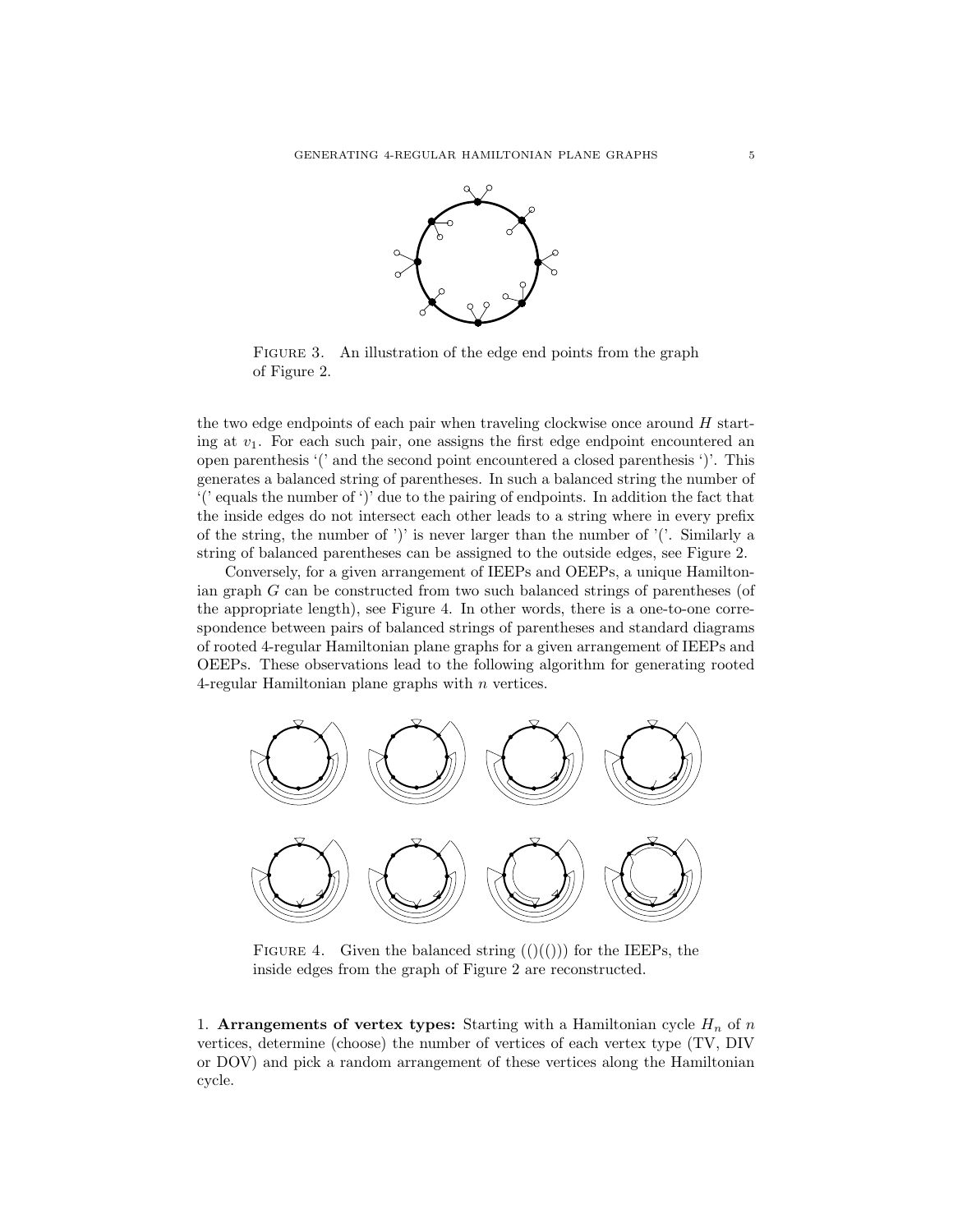FIGURE 3. An illustration of the edge end points from the graph of Figure 2.

the two edge endpoints of each pair when traveling clockwise once around $H$ starting at $v_1$. For each such pair, one assigns the first edge endpoint encountered an open parenthesis '(' and the second point encountered a closed parenthesis ')'. This generates a balanced string of parentheses. In such a balanced string the number of '(' equals the number of ')' due to the pairing of endpoints. In addition the fact that the inside edges do not intersect each other leads to a string where in every prefix of the string, the number of ')' is never larger than the number of '('. Similarly a string of balanced parentheses can be assigned to the outside edges, see Figure 2.

Conversely, for a given arrangement of IEEPs and OEEPs, a unique Hamiltonian graph $G$ can be constructed from two such balanced strings of parentheses (of the appropriate length), see Figure 4. In other words, there is a one-to-one correspondence between pairs of balanced strings of parentheses and standard diagrams of rooted 4-regular Hamiltonian plane graphs for a given arrangement of IEEPs and OEEPs. These observations lead to the following algorithm for generating rooted 4-regular Hamiltonian plane graphs with $n$ vertices.

FIGURE 4. Given the balanced string (()(())) for the IEEPs, the inside edges from the graph of Figure 2 are reconstructed.

1. **Arrangements of vertex types:** Starting with a Hamiltonian cycle $H_n$ of $n$ vertices, determine (choose) the number of vertices of each vertex type (TV, DIV or DOV) and pick a random arrangement of these vertices along the Hamiltonian cycle.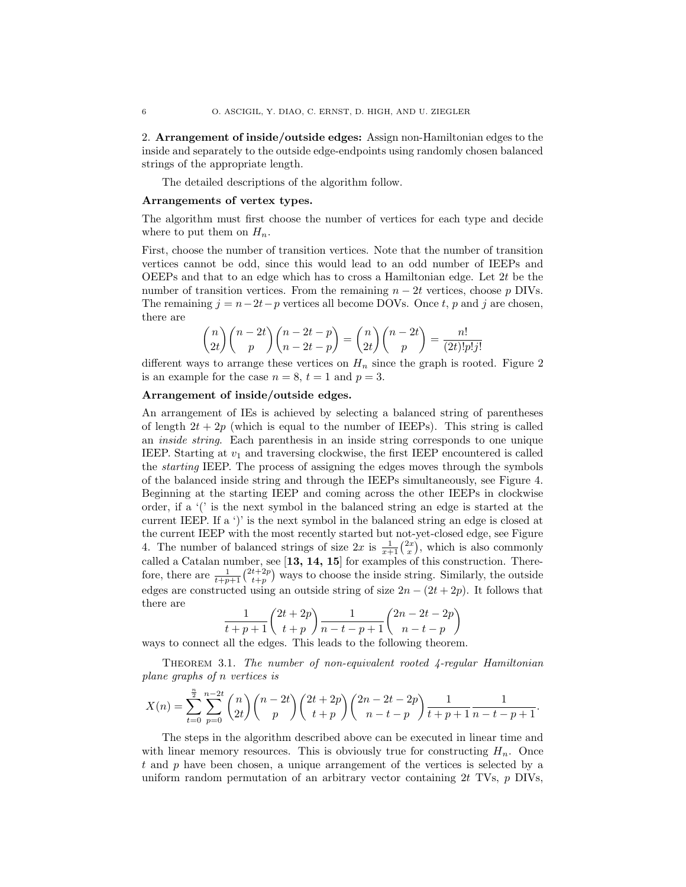2. **Arrangement of inside/outside edges:** Assign non-Hamiltonian edges to the inside and separately to the outside edge-endpoints using randomly chosen balanced strings of the appropriate length.

The detailed descriptions of the algorithm follow.

**Arrangements of vertex types.**

The algorithm must first choose the number of vertices for each type and decide where to put them on $H_n$.

First, choose the number of transition vertices. Note that the number of transition vertices cannot be odd, since this would lead to an odd number of IEEPs and OEEPs and that to an edge which has to cross a Hamiltonian edge. Let $2t$ be the number of transition vertices. From the remaining $n-2t$ vertices, choose $p$ DIVs. The remaining $j = n-2t-p$ vertices all become DOVs. Once $t$, $p$ and $j$ are chosen, there are

$$\binom{n}{2t}\binom{n-2t}{p}\binom{n-2t-p}{n-2t-p} = \binom{n}{2t}\binom{n-2t}{p} = \frac{n!}{(2t)!p!j!}$$

different ways to arrange these vertices on $H_n$ since the graph is rooted. Figure 2 is an example for the case $n=8$, $t=1$ and $p=3$.

**Arrangement of inside/outside edges.**

An arrangement of IEs is achieved by selecting a balanced string of parentheses of length $2t+2p$ (which is equal to the number of IEEPs). This string is called an *inside string*. Each parenthesis in an inside string corresponds to one unique IEEP. Starting at $v_1$ and traversing clockwise, the first IEEP encountered is called the *starting* IEEP. The process of assigning the edges moves through the symbols of the balanced inside string and through the IEEPs simultaneously, see Figure 4. Beginning at the starting IEEP and coming across the other IEEPs in clockwise order, if a '(' is the next symbol in the balanced string an edge is started at the current IEEP. If a ')' is the next symbol in the balanced string an edge is closed at the current IEEP with the most recently started but not-yet-closed edge, see Figure 4. The number of balanced strings of size $2x$ is $\frac{1}{x+1}\binom{2x}{x}$, which is also commonly called a Catalan number, see [**13, 14, 15**] for examples of this construction. Therefore, there are $\frac{1}{t+p+1}\binom{2t+2p}{t+p}$ ways to choose the inside string. Similarly, the outside edges are constructed using an outside string of size $2n-(2t+2p)$. It follows that there are

$$\frac{1}{t+p+1}\binom{2t+2p}{t+p}\frac{1}{n-t-p+1}\binom{2n-2t-2p}{n-t-p}$$

ways to connect all the edges. This leads to the following theorem.

THEOREM 3.1. *The number of non-equivalent rooted 4-regular Hamiltonian plane graphs of n vertices is*

$$X(n) = \sum_{t=0}^{\frac{n}{2}}\sum_{p=0}^{n-2t}\binom{n}{2t}\binom{n-2t}{p}\binom{2t+2p}{t+p}\binom{2n-2t-2p}{n-t-p}\frac{1}{t+p+1}\frac{1}{n-t-p+1}.$$

The steps in the algorithm described above can be executed in linear time and with linear memory resources. This is obviously true for constructing $H_n$. Once $t$ and $p$ have been chosen, a unique arrangement of the vertices is selected by a uniform random permutation of an arbitrary vector containing $2t$ TVs, $p$ DIVs,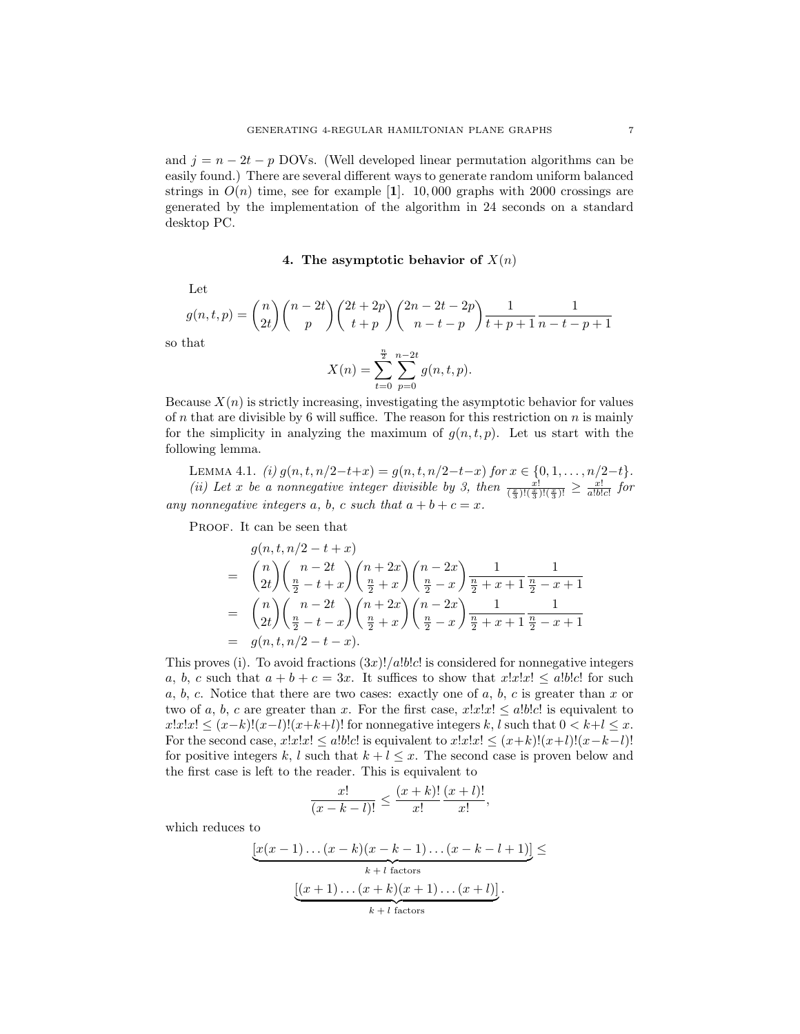and $j = n - 2t - p$ DOVs. (Well developed linear permutation algorithms can be easily found.) There are several different ways to generate random uniform balanced strings in $O(n)$ time, see for example [**1**]. 10,000 graphs with 2000 crossings are generated by the implementation of the algorithm in 24 seconds on a standard desktop PC.

## 4. The asymptotic behavior of $X(n)$

Let

$$g(n,t,p) = \binom{n}{2t}\binom{n-2t}{p}\binom{2t+2p}{t+p}\binom{2n-2t-2p}{n-t-p}\frac{1}{t+p+1}\frac{1}{n-t-p+1}$$

so that

$$X(n) = \sum_{t=0}^{\frac{n}{2}}\sum_{p=0}^{n-2t} g(n,t,p).$$

Because $X(n)$ is strictly increasing, investigating the asymptotic behavior for values of $n$ that are divisible by 6 will suffice. The reason for this restriction on $n$ is mainly for the simplicity in analyzing the maximum of $g(n,t,p)$. Let us start with the following lemma.

LEMMA 4.1. *(i) $g(n,t,n/2-t+x) = g(n,t,n/2-t-x)$ for $x \in \{0,1,\ldots,n/2-t\}$.*
*(ii) Let $x$ be a nonnegative integer divisible by 3, then $\frac{x!}{(\frac{x}{3})!(\frac{x}{3})!(\frac{x}{3})!} \geq \frac{x!}{a!b!c!}$ for any nonnegative integers $a$, $b$, $c$ such that $a+b+c = x$.*

PROOF. It can be seen that

$$\begin{aligned}
& g(n,t,n/2-t+x) \\
= & \binom{n}{2t}\binom{n-2t}{\frac{n}{2}-t+x}\binom{n+2x}{\frac{n}{2}+x}\binom{n-2x}{\frac{n}{2}-x}\frac{1}{\frac{n}{2}+x+1}\frac{1}{\frac{n}{2}-x+1} \\
= & \binom{n}{2t}\binom{n-2t}{\frac{n}{2}-t-x}\binom{n+2x}{\frac{n}{2}+x}\binom{n-2x}{\frac{n}{2}-x}\frac{1}{\frac{n}{2}+x+1}\frac{1}{\frac{n}{2}-x+1} \\
= & g(n,t,n/2-t-x).
\end{aligned}$$

This proves (i). To avoid fractions $(3x)!/a!b!c!$ is considered for nonnegative integers $a$, $b$, $c$ such that $a+b+c = 3x$. It suffices to show that $x!x!x! \leq a!b!c!$ for such $a$, $b$, $c$. Notice that there are two cases: exactly one of $a$, $b$, $c$ is greater than $x$ or two of $a$, $b$, $c$ are greater than $x$. For the first case, $x!x!x! \leq a!b!c!$ is equivalent to $x!x!x! \leq (x-k)!(x-l)!(x+k+l)!$ for nonnegative integers $k$, $l$ such that $0 < k+l \leq x$. For the second case, $x!x!x! \leq a!b!c!$ is equivalent to $x!x!x! \leq (x+k)!(x+l)!(x-k-l)!$ for positive integers $k$, $l$ such that $k+l \leq x$. The second case is proven below and the first case is left to the reader. This is equivalent to

$$\frac{x!}{(x-k-l)!} \leq \frac{(x+k)!}{x!}\frac{(x+l)!}{x!},$$

which reduces to

$$\underbrace{[x(x-1)\ldots(x-k)(x-k-1)\ldots(x-k-l+1)]}_{k+l \text{ factors}} \leq$$

$$\underbrace{[(x+1)\ldots(x+k)(x+1)\ldots(x+l)]}_{k+l \text{ factors}}.$$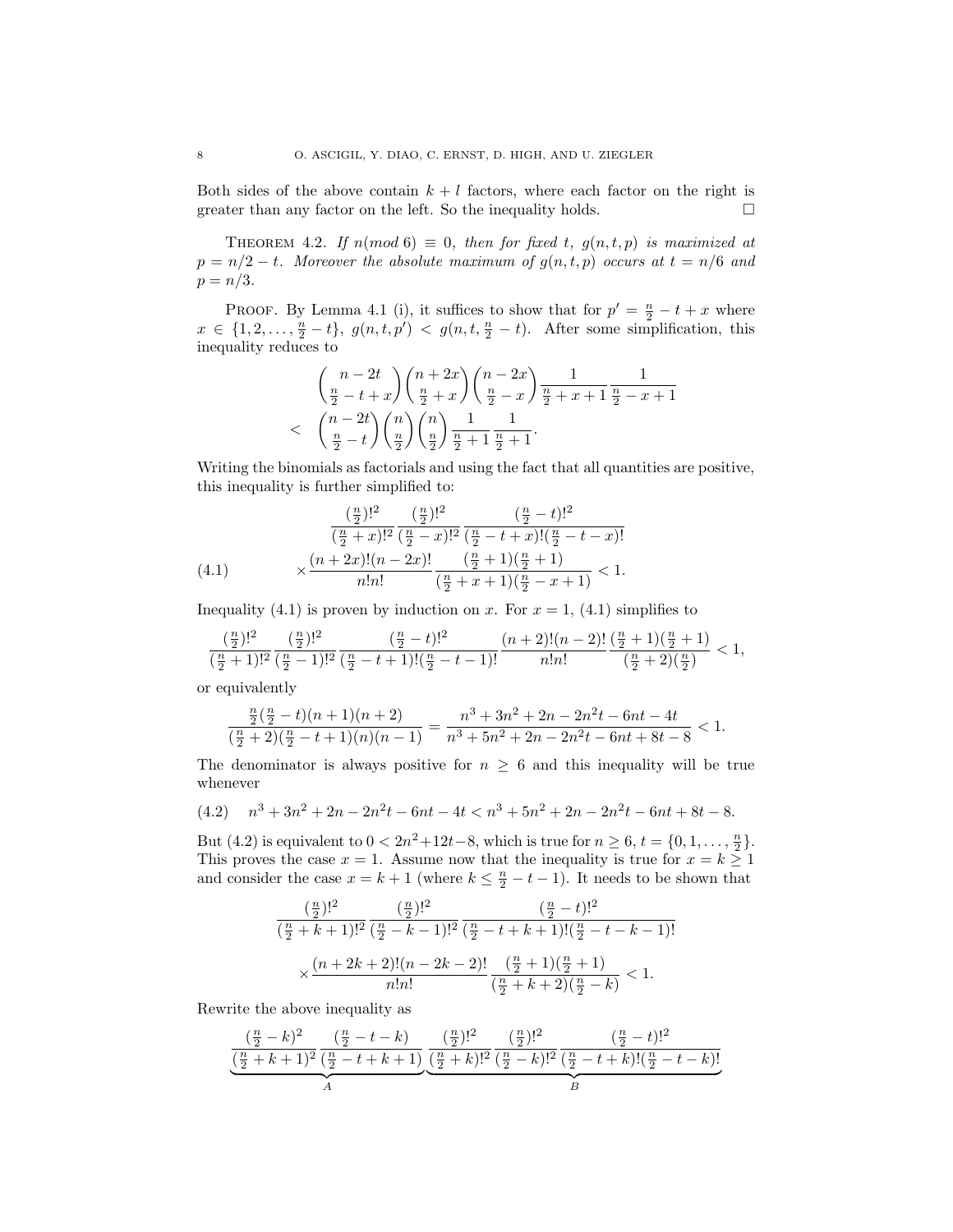Both sides of the above contain $k+l$ factors, where each factor on the right is greater than any factor on the left. So the inequality holds. $\square$

THEOREM 4.2. *If $n(\bmod 6) \equiv 0$, then for fixed $t$, $g(n,t,p)$ is maximized at $p = n/2 - t$. Moreover the absolute maximum of $g(n,t,p)$ occurs at $t = n/6$ and $p = n/3$.*

PROOF. By Lemma 4.1 (i), it suffices to show that for $p' = \frac{n}{2} - t + x$ where $x \in \{1, 2, \ldots, \frac{n}{2} - t\}$, $g(n,t,p') < g(n,t,\frac{n}{2}-t)$. After some simplification, this inequality reduces to

$$\begin{aligned}
&\binom{n-2t}{\frac{n}{2}-t+x}\binom{n+2x}{\frac{n}{2}+x}\binom{n-2x}{\frac{n}{2}-x}\frac{1}{\frac{n}{2}+x+1}\frac{1}{\frac{n}{2}-x+1} \\
< \;&\binom{n-2t}{\frac{n}{2}-t}\binom{n}{\frac{n}{2}}\binom{n}{\frac{n}{2}}\frac{1}{\frac{n}{2}+1}\frac{1}{\frac{n}{2}+1}.
\end{aligned}$$

Writing the binomials as factorials and using the fact that all quantities are positive, this inequality is further simplified to:

$$\begin{aligned}
&\frac{(\frac{n}{2})!^2}{(\frac{n}{2}+x)!^2}\frac{(\frac{n}{2})!^2}{(\frac{n}{2}-x)!^2}\frac{(\frac{n}{2}-t)!^2}{(\frac{n}{2}-t+x)!(\frac{n}{2}-t-x)!} \\
&\times\frac{(n+2x)!(n-2x)!}{n!n!}\frac{(\frac{n}{2}+1)(\frac{n}{2}+1)}{(\frac{n}{2}+x+1)(\frac{n}{2}-x+1)} < 1.
\end{aligned} \tag{4.1}$$

Inequality (4.1) is proven by induction on $x$. For $x = 1$, (4.1) simplifies to

$$\frac{(\frac{n}{2})!^2}{(\frac{n}{2}+1)!^2}\frac{(\frac{n}{2})!^2}{(\frac{n}{2}-1)!^2}\frac{(\frac{n}{2}-t)!^2}{(\frac{n}{2}-t+1)!(\frac{n}{2}-t-1)!}\frac{(n+2)!(n-2)!}{n!n!}\frac{(\frac{n}{2}+1)(\frac{n}{2}+1)}{(\frac{n}{2}+2)(\frac{n}{2})} < 1,$$

or equivalently

$$\frac{\frac{n}{2}(\frac{n}{2}-t)(n+1)(n+2)}{(\frac{n}{2}+2)(\frac{n}{2}-t+1)(n)(n-1)} = \frac{n^3+3n^2+2n-2n^2t-6nt-4t}{n^3+5n^2+2n-2n^2t-6nt+8t-8} < 1.$$

The denominator is always positive for $n \geq 6$ and this inequality will be true whenever

$$n^3+3n^2+2n-2n^2t-6nt-4t < n^3+5n^2+2n-2n^2t-6nt+8t-8. \tag{4.2}$$

But (4.2) is equivalent to $0 < 2n^2+12t-8$, which is true for $n \geq 6$, $t = \{0, 1, \ldots, \frac{n}{2}\}$. This proves the case $x = 1$. Assume now that the inequality is true for $x = k \geq 1$ and consider the case $x = k+1$ (where $k \leq \frac{n}{2} - t - 1$). It needs to be shown that

$$\begin{aligned}
&\frac{(\frac{n}{2})!^2}{(\frac{n}{2}+k+1)!^2}\frac{(\frac{n}{2})!^2}{(\frac{n}{2}-k-1)!^2}\frac{(\frac{n}{2}-t)!^2}{(\frac{n}{2}-t+k+1)!(\frac{n}{2}-t-k-1)!} \\
&\times\frac{(n+2k+2)!(n-2k-2)!}{n!n!}\frac{(\frac{n}{2}+1)(\frac{n}{2}+1)}{(\frac{n}{2}+k+2)(\frac{n}{2}-k)} < 1.
\end{aligned}$$

Rewrite the above inequality as

$$\underbrace{\frac{(\frac{n}{2}-k)^2}{(\frac{n}{2}+k+1)^2}\frac{(\frac{n}{2}-t-k)}{(\frac{n}{2}-t+k+1)}}_{A}\underbrace{\frac{(\frac{n}{2})!^2}{(\frac{n}{2}+k)!^2}\frac{(\frac{n}{2})!^2}{(\frac{n}{2}-k)!^2}\frac{(\frac{n}{2}-t)!^2}{(\frac{n}{2}-t+k)!(\frac{n}{2}-t-k)!}}_{B}$$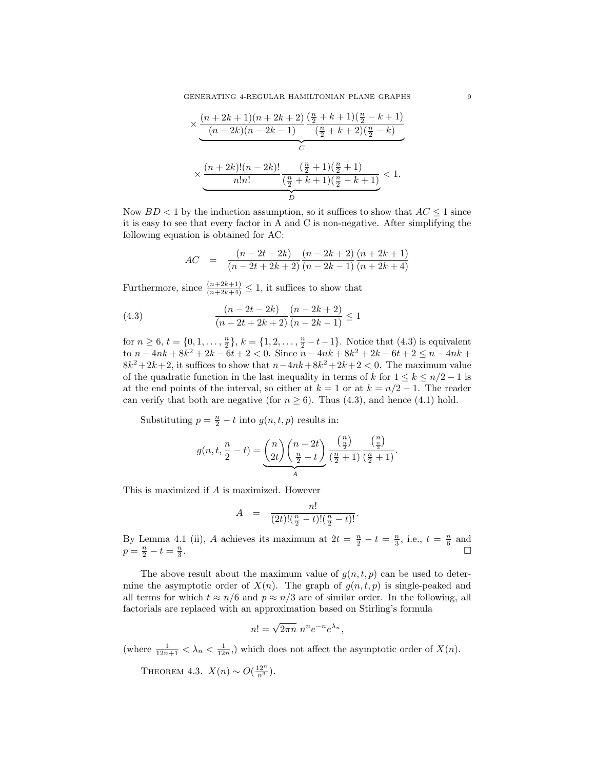$$\times \underbrace{\frac{(n+2k+1)(n+2k+2)}{(n-2k)(n-2k-1)} \frac{(\frac{n}{2}+k+1)(\frac{n}{2}-k+1)}{(\frac{n}{2}+k+2)(\frac{n}{2}-k)}}_{C}$$

$$\times \underbrace{\frac{(n+2k)!(n-2k)!}{n!n!} \frac{(\frac{n}{2}+1)(\frac{n}{2}+1)}{(\frac{n}{2}+k+1)(\frac{n}{2}-k+1)}}_{D} < 1.$$

Now $BD < 1$ by the induction assumption, so it suffices to show that $AC \leq 1$ since it is easy to see that every factor in A and C is non-negative. After simplifying the following equation is obtained for AC:

$$AC = \frac{(n-2t-2k)}{(n-2t+2k+2)} \frac{(n-2k+2)}{(n-2k-1)} \frac{(n+2k+1)}{(n+2k+4)}$$

Furthermore, since $\frac{(n+2k+1)}{(n+2k+4)} \leq 1$, it suffices to show that

$$\frac{(n-2t-2k)}{(n-2t+2k+2)} \frac{(n-2k+2)}{(n-2k-1)} \leq 1 \tag{4.3}$$

for $n \geq 6$, $t = \{0, 1, \ldots, \frac{n}{2}\}$, $k = \{1, 2, \ldots, \frac{n}{2} - t - 1\}$. Notice that (4.3) is equivalent to $n - 4nk + 8k^2 + 2k - 6t + 2 < 0$. Since $n - 4nk + 8k^2 + 2k - 6t + 2 \leq n - 4nk + 8k^2 + 2k + 2$, it suffices to show that $n - 4nk + 8k^2 + 2k + 2 < 0$. The maximum value of the quadratic function in the last inequality in terms of $k$ for $1 \leq k \leq n/2 - 1$ is at the end points of the interval, so either at $k = 1$ or at $k = n/2 - 1$. The reader can verify that both are negative (for $n \geq 6$). Thus (4.3), and hence (4.1) hold.

Substituting $p = \frac{n}{2} - t$ into $g(n, t, p)$ results in:

$$g(n, t, \frac{n}{2} - t) = \underbrace{\binom{n}{2t}\binom{n-2t}{\frac{n}{2}-t}}_{A} \frac{\binom{n}{\frac{n}{2}}}{(\frac{n}{2}+1)} \frac{\binom{n}{\frac{n}{2}}}{(\frac{n}{2}+1)}.$$

This is maximized if $A$ is maximized. However

$$A = \frac{n!}{(2t)!(\frac{n}{2}-t)!(\frac{n}{2}-t)!}.$$

By Lemma 4.1 (ii), $A$ achieves its maximum at $2t = \frac{n}{2} - t = \frac{n}{3}$, i.e., $t = \frac{n}{6}$ and $p = \frac{n}{2} - t = \frac{n}{3}$. □

The above result about the maximum value of $g(n, t, p)$ can be used to determine the asymptotic order of $X(n)$. The graph of $g(n, t, p)$ is single-peaked and all terms for which $t \approx n/6$ and $p \approx n/3$ are of similar order. In the following, all factorials are replaced with an approximation based on Stirling's formula

$$n! = \sqrt{2\pi n}\; n^n e^{-n} e^{\lambda_n},$$

(where $\frac{1}{12n+1} < \lambda_n < \frac{1}{12n}$,) which does not affect the asymptotic order of $X(n)$.

Theorem 4.3. $X(n) \sim O(\frac{12^n}{n^3})$.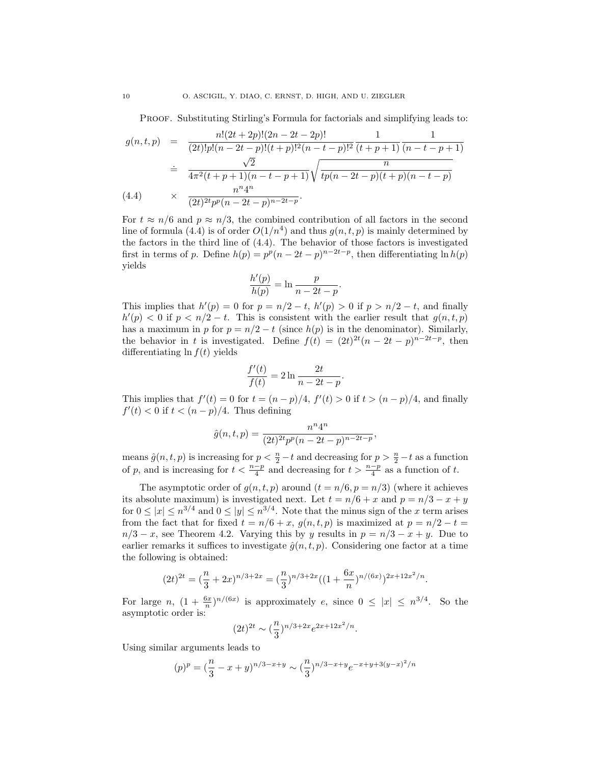Proof. Substituting Stirling's Formula for factorials and simplifying leads to:

$$
\begin{aligned}
g(n,t,p) &= \frac{n!(2t+2p)!(2n-2t-2p)!}{(2t)!p!(n-2t-p)!(t+p)!^2(n-t-p)!^2}\frac{1}{(t+p+1)}\frac{1}{(n-t-p+1)} \\
&\doteq \frac{\sqrt{2}}{4\pi^2(t+p+1)(n-t-p+1)}\sqrt{\frac{n}{tp(n-2t-p)(t+p)(n-t-p)}} \\
&\times \frac{n^n 4^n}{(2t)^{2t}p^p(n-2t-p)^{n-2t-p}}. \qquad (4.4)
\end{aligned}
$$

For $t \approx n/6$ and $p \approx n/3$, the combined contribution of all factors in the second line of formula (4.4) is of order $O(1/n^4)$ and thus $g(n,t,p)$ is mainly determined by the factors in the third line of (4.4). The behavior of those factors is investigated first in terms of $p$. Define $h(p) = p^p(n-2t-p)^{n-2t-p}$, then differentiating $\ln h(p)$ yields

$$
\frac{h'(p)}{h(p)} = \ln\frac{p}{n-2t-p}.
$$

This implies that $h'(p) = 0$ for $p = n/2 - t$, $h'(p) > 0$ if $p > n/2 - t$, and finally $h'(p) < 0$ if $p < n/2 - t$. This is consistent with the earlier result that $g(n,t,p)$ has a maximum in $p$ for $p = n/2 - t$ (since $h(p)$ is in the denominator). Similarly, the behavior in $t$ is investigated. Define $f(t) = (2t)^{2t}(n-2t-p)^{n-2t-p}$, then differentiating $\ln f(t)$ yields

$$
\frac{f'(t)}{f(t)} = 2\ln\frac{2t}{n-2t-p}.
$$

This implies that $f'(t) = 0$ for $t = (n-p)/4$, $f'(t) > 0$ if $t > (n-p)/4$, and finally $f'(t) < 0$ if $t < (n-p)/4$. Thus defining

$$
\hat{g}(n,t,p) = \frac{n^n 4^n}{(2t)^{2t}p^p(n-2t-p)^{n-2t-p}},
$$

means $\hat{g}(n,t,p)$ is increasing for $p < \frac{n}{2} - t$ and decreasing for $p > \frac{n}{2} - t$ as a function of $p$, and is increasing for $t < \frac{n-p}{4}$ and decreasing for $t > \frac{n-p}{4}$ as a function of $t$.

The asymptotic order of $g(n,t,p)$ around $(t = n/6, p = n/3)$ (where it achieves its absolute maximum) is investigated next. Let $t = n/6 + x$ and $p = n/3 - x + y$ for $0 \le |x| \le n^{3/4}$ and $0 \le |y| \le n^{3/4}$. Note that the minus sign of the $x$ term arises from the fact that for fixed $t = n/6 + x$, $g(n,t,p)$ is maximized at $p = n/2 - t = n/3 - x$, see Theorem 4.2. Varying this by $y$ results in $p = n/3 - x + y$. Due to earlier remarks it suffices to investigate $\hat{g}(n,t,p)$. Considering one factor at a time the following is obtained:

$$
(2t)^{2t} = (\frac{n}{3} + 2x)^{n/3+2x} = (\frac{n}{3})^{n/3+2x}((1 + \frac{6x}{n})^{n/(6x)})^{2x+12x^2/n}.
$$

For large $n$, $(1 + \frac{6x}{n})^{n/(6x)}$ is approximately $e$, since $0 \le |x| \le n^{3/4}$. So the asymptotic order is:

$$
(2t)^{2t} \sim (\frac{n}{3})^{n/3+2x} e^{2x+12x^2/n}.
$$

Using similar arguments leads to

$$
(p)^p = (\frac{n}{3} - x + y)^{n/3-x+y} \sim (\frac{n}{3})^{n/3-x+y} e^{-x+y+3(y-x)^2/n}
$$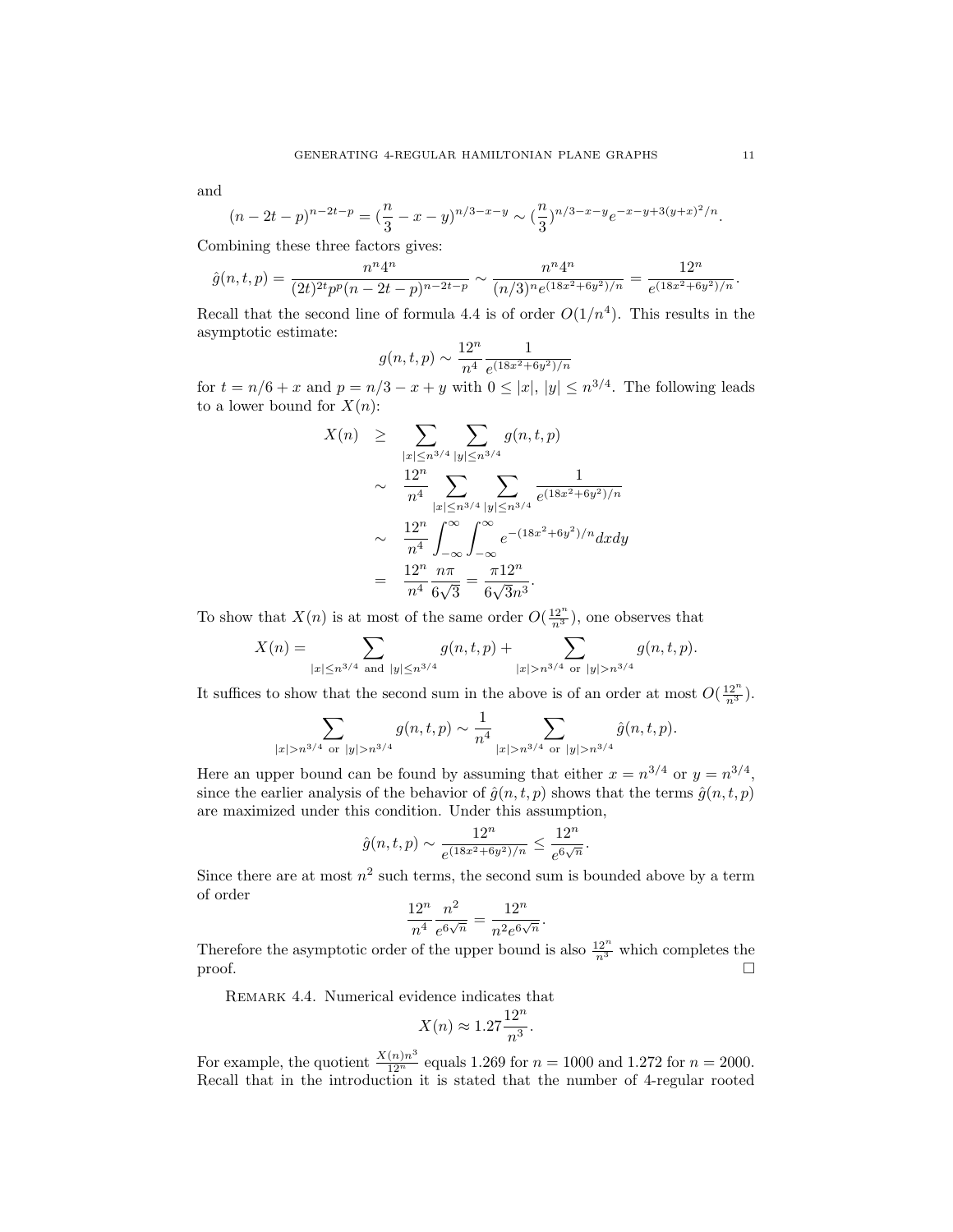and

$$(n-2t-p)^{n-2t-p} = (\frac{n}{3}-x-y)^{n/3-x-y} \sim (\frac{n}{3})^{n/3-x-y}e^{-x-y+3(y+x)^2/n}.$$

Combining these three factors gives:

$$\hat{g}(n,t,p) = \frac{n^n 4^n}{(2t)^{2t}p^p(n-2t-p)^{n-2t-p}} \sim \frac{n^n 4^n}{(n/3)^n e^{(18x^2+6y^2)/n}} = \frac{12^n}{e^{(18x^2+6y^2)/n}}.$$

Recall that the second line of formula 4.4 is of order $O(1/n^4)$. This results in the asymptotic estimate:

$$g(n,t,p) \sim \frac{12^n}{n^4}\frac{1}{e^{(18x^2+6y^2)/n}}$$

for $t = n/6 + x$ and $p = n/3 - x + y$ with $0 \le |x|, |y| \le n^{3/4}$. The following leads to a lower bound for $X(n)$:

$$\begin{aligned}
X(n) &\ge \sum_{|x|\le n^{3/4}} \sum_{|y|\le n^{3/4}} g(n,t,p) \\
&\sim \frac{12^n}{n^4} \sum_{|x|\le n^{3/4}} \sum_{|y|\le n^{3/4}} \frac{1}{e^{(18x^2+6y^2)/n}} \\
&\sim \frac{12^n}{n^4} \int_{-\infty}^{\infty}\int_{-\infty}^{\infty} e^{-(18x^2+6y^2)/n} dxdy \\
&= \frac{12^n}{n^4}\frac{n\pi}{6\sqrt{3}} = \frac{\pi 12^n}{6\sqrt{3}n^3}.
\end{aligned}$$

To show that $X(n)$ is at most of the same order $O(\frac{12^n}{n^3})$, one observes that

$$X(n) = \sum_{|x|\le n^{3/4} \text{ and } |y|\le n^{3/4}} g(n,t,p) + \sum_{|x|> n^{3/4} \text{ or } |y|> n^{3/4}} g(n,t,p).$$

It suffices to show that the second sum in the above is of an order at most $O(\frac{12^n}{n^3})$.

$$\sum_{|x|> n^{3/4} \text{ or } |y|> n^{3/4}} g(n,t,p) \sim \frac{1}{n^4} \sum_{|x|> n^{3/4} \text{ or } |y|> n^{3/4}} \hat{g}(n,t,p).$$

Here an upper bound can be found by assuming that either $x = n^{3/4}$ or $y = n^{3/4}$, since the earlier analysis of the behavior of $\hat{g}(n,t,p)$ shows that the terms $\hat{g}(n,t,p)$ are maximized under this condition. Under this assumption,

$$\hat{g}(n,t,p) \sim \frac{12^n}{e^{(18x^2+6y^2)/n}} \le \frac{12^n}{e^{6\sqrt{n}}}.$$

Since there are at most $n^2$ such terms, the second sum is bounded above by a term of order

$$\frac{12^n}{n^4}\frac{n^2}{e^{6\sqrt{n}}} = \frac{12^n}{n^2 e^{6\sqrt{n}}}.$$

Therefore the asymptotic order of the upper bound is also $\frac{12^n}{n^3}$ which completes the proof. □

Remark 4.4. Numerical evidence indicates that

$$X(n) \approx 1.27\frac{12^n}{n^3}.$$

For example, the quotient $\frac{X(n)n^3}{12^n}$ equals 1.269 for $n = 1000$ and 1.272 for $n = 2000$. Recall that in the introduction it is stated that the number of 4-regular rooted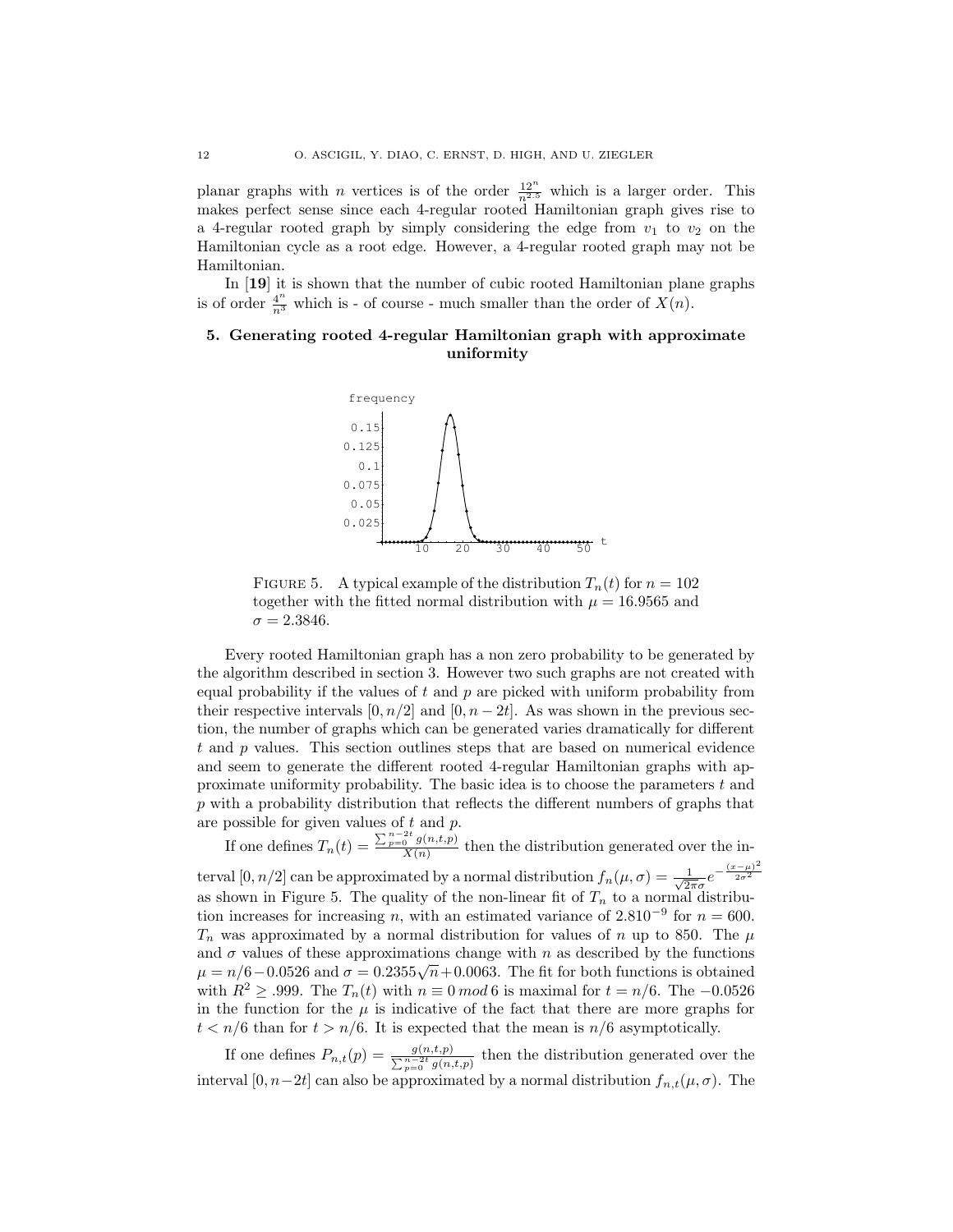planar graphs with $n$ vertices is of the order $\frac{12^n}{n^{2.5}}$ which is a larger order. This makes perfect sense since each 4-regular rooted Hamiltonian graph gives rise to a 4-regular rooted graph by simply considering the edge from $v_1$ to $v_2$ on the Hamiltonian cycle as a root edge. However, a 4-regular rooted graph may not be Hamiltonian.

In [**19**] it is shown that the number of cubic rooted Hamiltonian plane graphs is of order $\frac{4^n}{n^3}$ which is - of course - much smaller than the order of $X(n)$.

## 5. Generating rooted 4-regular Hamiltonian graph with approximate uniformity

FIGURE 5. A typical example of the distribution $T_n(t)$ for $n = 102$ together with the fitted normal distribution with $\mu = 16.9565$ and $\sigma = 2.3846$.

Every rooted Hamiltonian graph has a non zero probability to be generated by the algorithm described in section 3. However two such graphs are not created with equal probability if the values of $t$ and $p$ are picked with uniform probability from their respective intervals $[0, n/2]$ and $[0, n-2t]$. As was shown in the previous section, the number of graphs which can be generated varies dramatically for different $t$ and $p$ values. This section outlines steps that are based on numerical evidence and seem to generate the different rooted 4-regular Hamiltonian graphs with approximate uniformity probability. The basic idea is to choose the parameters $t$ and $p$ with a probability distribution that reflects the different numbers of graphs that are possible for given values of $t$ and $p$.

If one defines $T_n(t) = \frac{\sum_{p=0}^{n-2t} g(n,t,p)}{X(n)}$ then the distribution generated over the interval $[0, n/2]$ can be approximated by a normal distribution $f_n(\mu, \sigma) = \frac{1}{\sqrt{2\pi}\sigma} e^{-\frac{(x-\mu)^2}{2\sigma^2}}$ as shown in Figure 5. The quality of the non-linear fit of $T_n$ to a normal distribution increases for increasing $n$, with an estimated variance of $2.810^{-9}$ for $n = 600$. $T_n$ was approximated by a normal distribution for values of $n$ up to 850. The $\mu$ and $\sigma$ values of these approximations change with $n$ as described by the functions $\mu = n/6 - 0.0526$ and $\sigma = 0.2355\sqrt{n} + 0.0063$. The fit for both functions is obtained with $R^2 \geq .999$. The $T_n(t)$ with $n \equiv 0 \, mod \, 6$ is maximal for $t = n/6$. The $-0.0526$ in the function for the $\mu$ is indicative of the fact that there are more graphs for $t < n/6$ than for $t > n/6$. It is expected that the mean is $n/6$ asymptotically.

If one defines $P_{n,t}(p) = \frac{g(n,t,p)}{\sum_{p=0}^{n-2t} g(n,t,p)}$ then the distribution generated over the interval $[0, n-2t]$ can also be approximated by a normal distribution $f_{n,t}(\mu, \sigma)$. The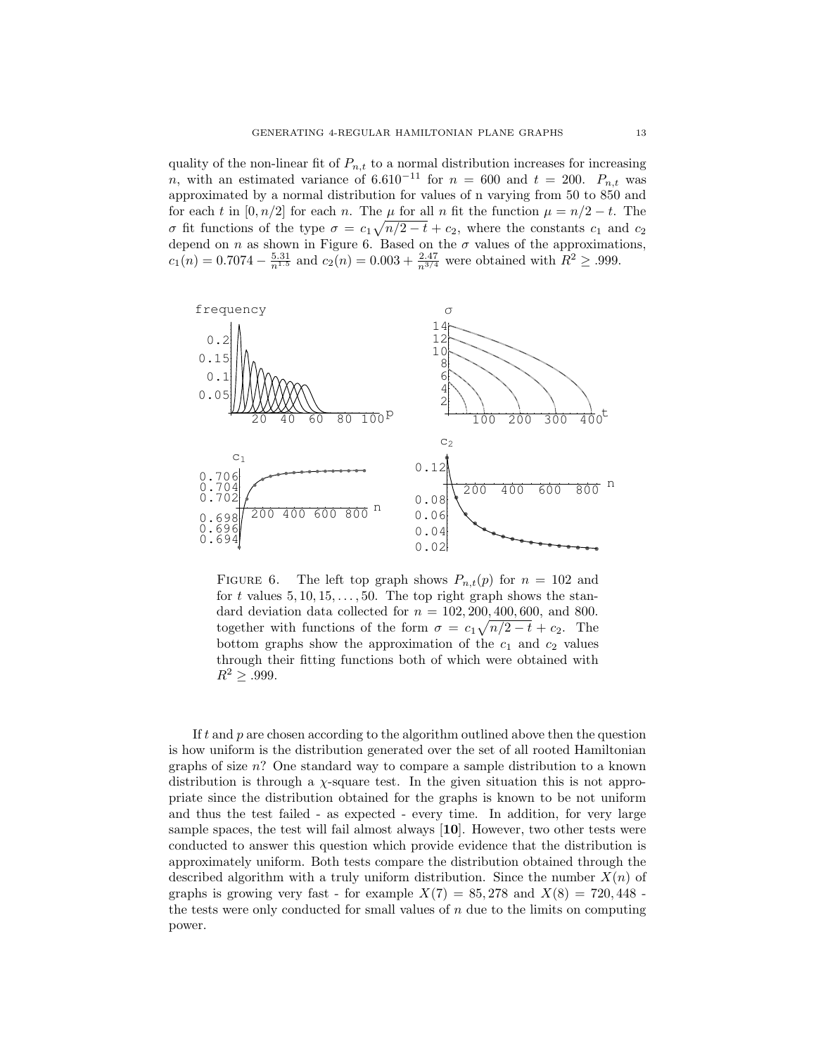quality of the non-linear fit of $P_{n,t}$ to a normal distribution increases for increasing $n$, with an estimated variance of $6.610^{-11}$ for $n = 600$ and $t = 200$. $P_{n,t}$ was approximated by a normal distribution for values of n varying from 50 to 850 and for each $t$ in $[0, n/2]$ for each $n$. The $\mu$ for all $n$ fit the function $\mu = n/2 - t$. The $\sigma$ fit functions of the type $\sigma = c_1\sqrt{n/2 - t} + c_2$, where the constants $c_1$ and $c_2$ depend on $n$ as shown in Figure 6. Based on the $\sigma$ values of the approximations, $c_1(n) = 0.7074 - \frac{5.31}{n^{1.5}}$ and $c_2(n) = 0.003 + \frac{2.47}{n^{3/4}}$ were obtained with $R^2 \geq .999$.

FIGURE 6. The left top graph shows $P_{n,t}(p)$ for $n = 102$ and for $t$ values $5, 10, 15, \ldots, 50$. The top right graph shows the standard deviation data collected for $n = 102, 200, 400, 600$, and $800$. together with functions of the form $\sigma = c_1\sqrt{n/2 - t} + c_2$. The bottom graphs show the approximation of the $c_1$ and $c_2$ values through their fitting functions both of which were obtained with $R^2 \geq .999$.

If $t$ and $p$ are chosen according to the algorithm outlined above then the question is how uniform is the distribution generated over the set of all rooted Hamiltonian graphs of size $n$? One standard way to compare a sample distribution to a known distribution is through a $\chi$-square test. In the given situation this is not appropriate since the distribution obtained for the graphs is known to be not uniform and thus the test failed - as expected - every time. In addition, for very large sample spaces, the test will fail almost always [**10**]. However, two other tests were conducted to answer this question which provide evidence that the distribution is approximately uniform. Both tests compare the distribution obtained through the described algorithm with a truly uniform distribution. Since the number $X(n)$ of graphs is growing very fast - for example $X(7) = 85,278$ and $X(8) = 720,448$ - the tests were only conducted for small values of $n$ due to the limits on computing power.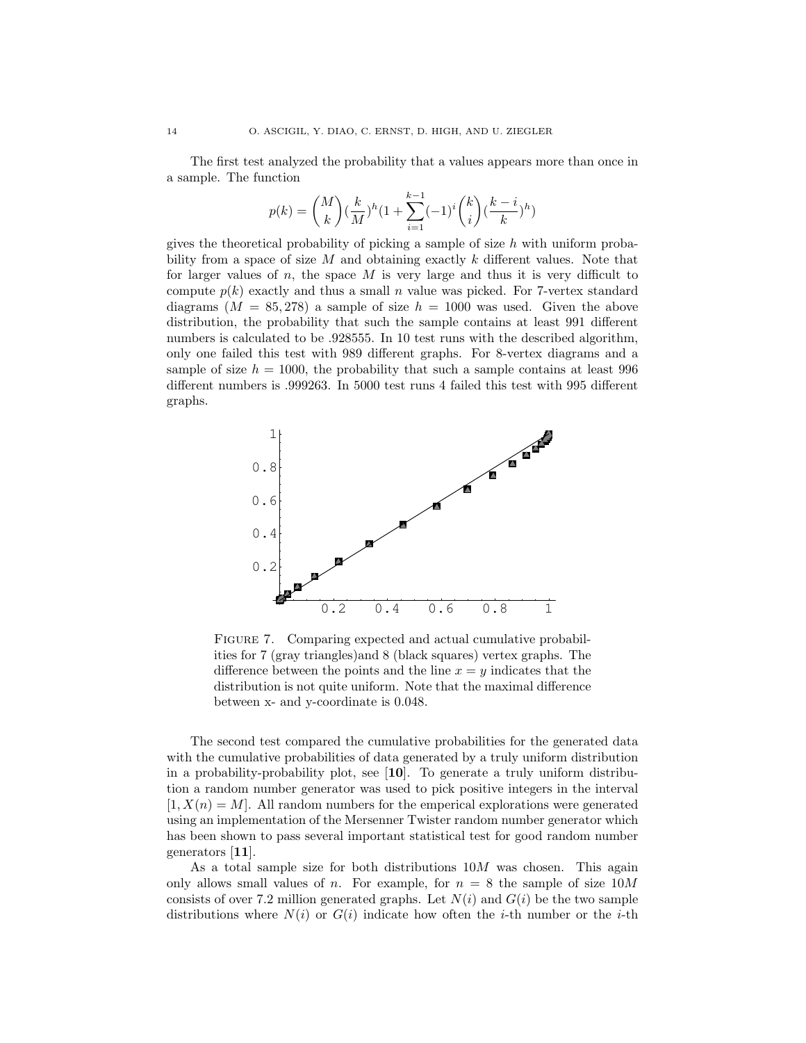The first test analyzed the probability that a values appears more than once in a sample. The function

$$p(k) = \binom{M}{k}(\frac{k}{M})^h(1 + \sum_{i=1}^{k-1}(-1)^i\binom{k}{i}(\frac{k-i}{k})^h)$$

gives the theoretical probability of picking a sample of size $h$ with uniform probability from a space of size $M$ and obtaining exactly $k$ different values. Note that for larger values of $n$, the space $M$ is very large and thus it is very difficult to compute $p(k)$ exactly and thus a small $n$ value was picked. For 7-vertex standard diagrams ($M = 85,278$) a sample of size $h = 1000$ was used. Given the above distribution, the probability that such the sample contains at least 991 different numbers is calculated to be .928555. In 10 test runs with the described algorithm, only one failed this test with 989 different graphs. For 8-vertex diagrams and a sample of size $h = 1000$, the probability that such a sample contains at least 996 different numbers is .999263. In 5000 test runs 4 failed this test with 995 different graphs.

FIGURE 7. Comparing expected and actual cumulative probabilities for 7 (gray triangles)and 8 (black squares) vertex graphs. The difference between the points and the line $x = y$ indicates that the distribution is not quite uniform. Note that the maximal difference between x- and y-coordinate is 0.048.

The second test compared the cumulative probabilities for the generated data with the cumulative probabilities of data generated by a truly uniform distribution in a probability-probability plot, see [**10**]. To generate a truly uniform distribution a random number generator was used to pick positive integers in the interval $[1, X(n) = M]$. All random numbers for the emperical explorations were generated using an implementation of the Mersenner Twister random number generator which has been shown to pass several important statistical test for good random number generators [**11**].

As a total sample size for both distributions $10M$ was chosen. This again only allows small values of $n$. For example, for $n = 8$ the sample of size $10M$ consists of over 7.2 million generated graphs. Let $N(i)$ and $G(i)$ be the two sample distributions where $N(i)$ or $G(i)$ indicate how often the $i$-th number or the $i$-th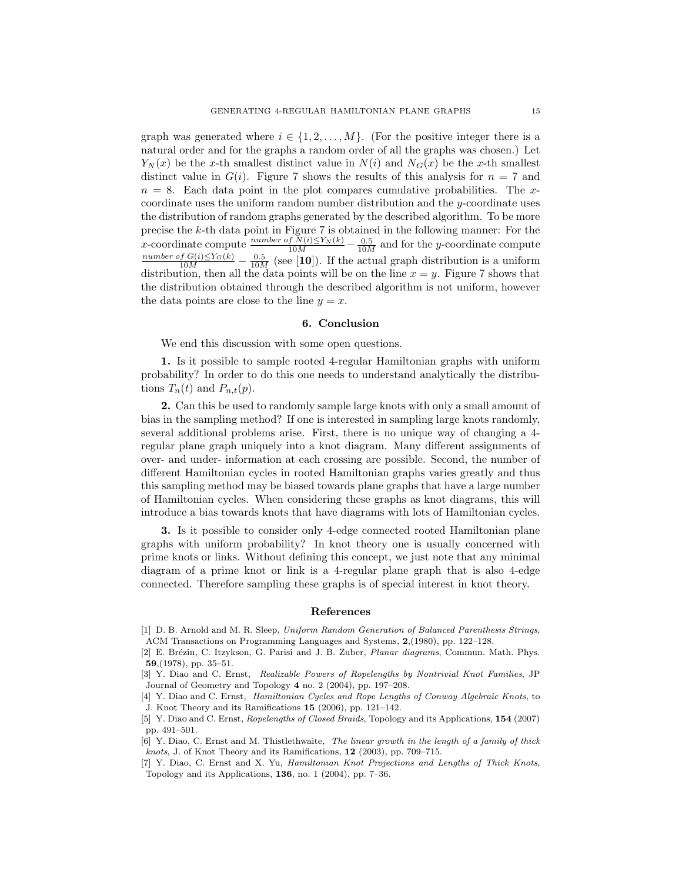graph was generated where $i \in \{1, 2, \ldots, M\}$. (For the positive integer there is a natural order and for the graphs a random order of all the graphs was chosen.) Let $Y_N(x)$ be the $x$-th smallest distinct value in $N(i)$ and $N_G(x)$ be the $x$-th smallest distinct value in $G(i)$. Figure 7 shows the results of this analysis for $n = 7$ and $n = 8$. Each data point in the plot compares cumulative probabilities. The $x$-coordinate uses the uniform random number distribution and the $y$-coordinate uses the distribution of random graphs generated by the described algorithm. To be more precise the $k$-th data point in Figure 7 is obtained in the following manner: For the $x$-coordinate compute $\frac{\text{number of } N(i) \leq Y_N(k)}{10M} - \frac{0.5}{10M}$ and for the $y$-coordinate compute $\frac{\text{number of } G(i) \leq Y_G(k)}{10M} - \frac{0.5}{10M}$ (see [**10**]). If the actual graph distribution is a uniform distribution, then all the data points will be on the line $x = y$. Figure 7 shows that the distribution obtained through the described algorithm is not uniform, however the data points are close to the line $y = x$.

## 6. Conclusion

We end this discussion with some open questions.

**1.** Is it possible to sample rooted 4-regular Hamiltonian graphs with uniform probability? In order to do this one needs to understand analytically the distributions $T_n(t)$ and $P_{n,t}(p)$.

**2.** Can this be used to randomly sample large knots with only a small amount of bias in the sampling method? If one is interested in sampling large knots randomly, several additional problems arise. First, there is no unique way of changing a 4-regular plane graph uniquely into a knot diagram. Many different assignments of over- and under- information at each crossing are possible. Second, the number of different Hamiltonian cycles in rooted Hamiltonian graphs varies greatly and thus this sampling method may be biased towards plane graphs that have a large number of Hamiltonian cycles. When considering these graphs as knot diagrams, this will introduce a bias towards knots that have diagrams with lots of Hamiltonian cycles.

**3.** Is it possible to consider only 4-edge connected rooted Hamiltonian plane graphs with uniform probability? In knot theory one is usually concerned with prime knots or links. Without defining this concept, we just note that any minimal diagram of a prime knot or link is a 4-regular plane graph that is also 4-edge connected. Therefore sampling these graphs is of special interest in knot theory.

## References

[1] D. B. Arnold and M. R. Sleep, *Uniform Random Generation of Balanced Parenthesis Strings*, ACM Transactions on Programming Languages and Systems, **2**,(1980), pp. 122–128.

[2] E. Brézin, C. Itzykson, G. Parisi and J. B. Zuber, *Planar diagrams*, Commun. Math. Phys. **59**,(1978), pp. 35–51.

[3] Y. Diao and C. Ernst, *Realizable Powers of Ropelengths by Nontrivial Knot Families*, JP Journal of Geometry and Topology **4** no. 2 (2004), pp. 197–208.

[4] Y. Diao and C. Ernst, *Hamiltonian Cycles and Rope Lengths of Conway Algebraic Knots*, to J. Knot Theory and its Ramifications **15** (2006), pp. 121–142.

[5] Y. Diao and C. Ernst, *Ropelengths of Closed Braids*, Topology and its Applications, **154** (2007) pp. 491–501.

[6] Y. Diao, C. Ernst and M. Thistlethwaite, *The linear growth in the length of a family of thick knots*, J. of Knot Theory and its Ramifications, **12** (2003), pp. 709–715.

[7] Y. Diao, C. Ernst and X. Yu, *Hamiltonian Knot Projections and Lengths of Thick Knots*, Topology and its Applications, **136**, no. 1 (2004), pp. 7–36.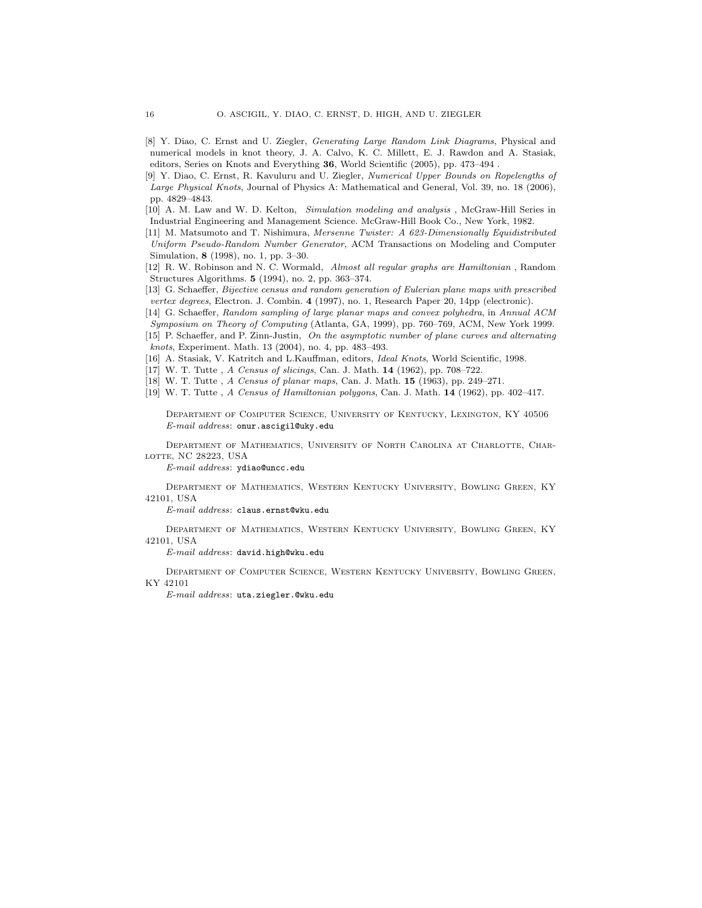[8] Y. Diao, C. Ernst and U. Ziegler, *Generating Large Random Link Diagrams*, Physical and numerical models in knot theory, J. A. Calvo, K. C. Millett, E. J. Rawdon and A. Stasiak, editors, Series on Knots and Everything **36**, World Scientific (2005), pp. 473–494 .

[9] Y. Diao, C. Ernst, R. Kavuluru and U. Ziegler, *Numerical Upper Bounds on Ropelengths of Large Physical Knots*, Journal of Physics A: Mathematical and General, Vol. 39, no. 18 (2006), pp. 4829–4843.

[10] A. M. Law and W. D. Kelton, *Simulation modeling and analysis* , McGraw-Hill Series in Industrial Engineering and Management Science. McGraw-Hill Book Co., New York, 1982.

[11] M. Matsumoto and T. Nishimura, *Mersenne Twister: A 623-Dimensionally Equidistributed Uniform Pseudo-Random Number Generator*, ACM Transactions on Modeling and Computer Simulation, **8** (1998), no. 1, pp. 3–30.

[12] R. W. Robinson and N. C. Wormald, *Almost all regular graphs are Hamiltonian* , Random Structures Algorithms. **5** (1994), no. 2, pp. 363–374.

[13] G. Schaeffer, *Bijective census and random generation of Eulerian plane maps with prescribed vertex degrees*, Electron. J. Combin. **4** (1997), no. 1, Research Paper 20, 14pp (electronic).

[14] G. Schaeffer, *Random sampling of large planar maps and convex polyhedra*, in *Annual ACM Symposium on Theory of Computing* (Atlanta, GA, 1999), pp. 760–769, ACM, New York 1999.

[15] P. Schaeffer, and P. Zinn-Justin, *On the asymptotic number of plane curves and alternating knots*, Experiment. Math. 13 (2004), no. 4, pp. 483–493.

[16] A. Stasiak, V. Katritch and L.Kauffman, editors, *Ideal Knots*, World Scientific, 1998.

[17] W. T. Tutte , *A Census of slicings*, Can. J. Math. **14** (1962), pp. 708–722.

[18] W. T. Tutte , *A Census of planar maps*, Can. J. Math. **15** (1963), pp. 249–271.

[19] W. T. Tutte , *A Census of Hamiltonian polygons*, Can. J. Math. **14** (1962), pp. 402–417.

Department of Computer Science, University of Kentucky, Lexington, KY 40506
*E-mail address*: onur.ascigil@uky.edu

Department of Mathematics, University of North Carolina at Charlotte, Charlotte, NC 28223, USA
*E-mail address*: ydiao@uncc.edu

Department of Mathematics, Western Kentucky University, Bowling Green, KY 42101, USA
*E-mail address*: claus.ernst@wku.edu

Department of Mathematics, Western Kentucky University, Bowling Green, KY 42101, USA
*E-mail address*: david.high@wku.edu

Department of Computer Science, Western Kentucky University, Bowling Green, KY 42101
*E-mail address*: uta.ziegler.@wku.edu